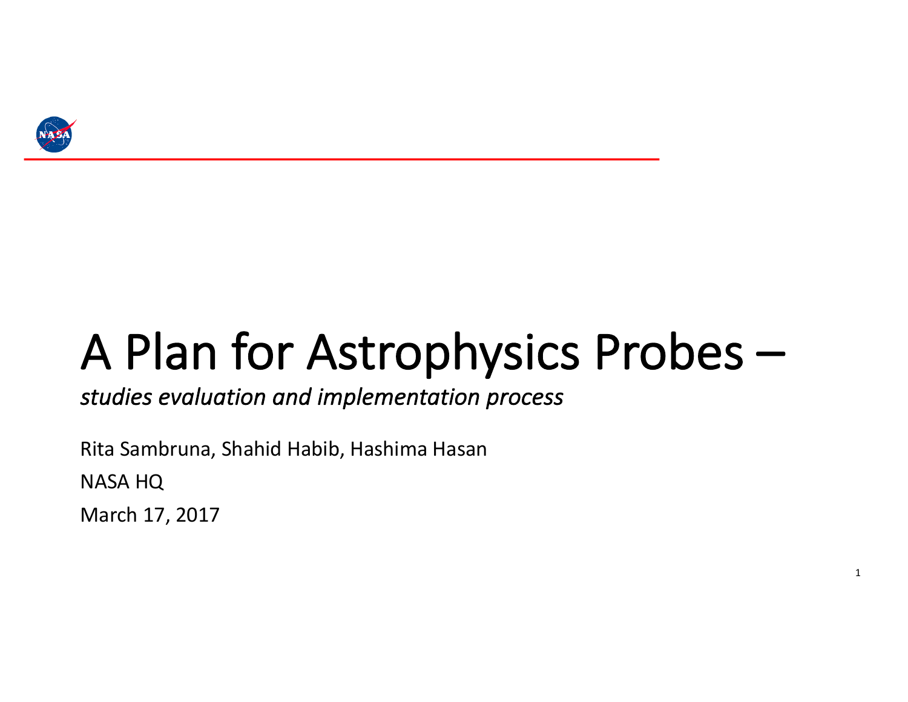# A Plan for Astrophysics Probes –

*studies evaluation and implementation process*

Rita Sambruna, Shahid Habib, Hashima Hasan

NASA HQ

March 17, 2017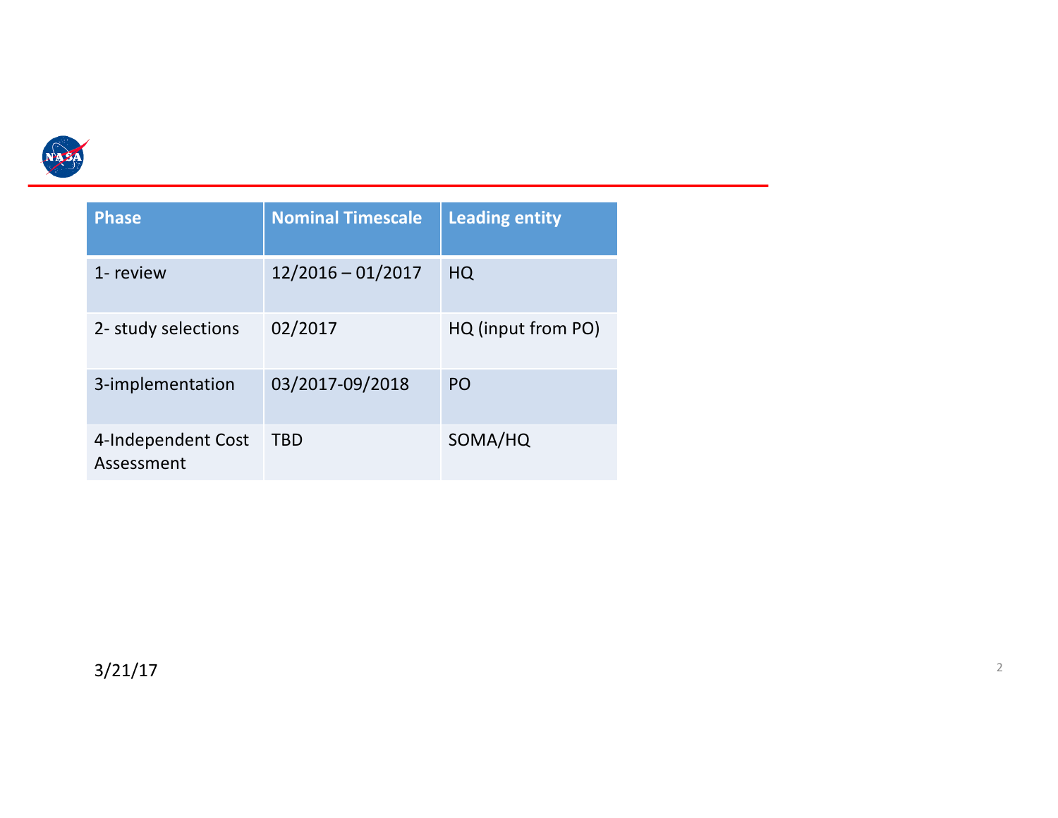| Phase | Nominal Timescale | Leading entity |
|---|---|---|
| 1- review | 12/2016 – 01/2017 | HQ |
| 2- study selections | 02/2017 | HQ (input from PO) |
| 3-implementation | 03/2017-09/2018 | PO |
| 4-Independent Cost Assessment | TBD | SOMA/HQ |

3/21/17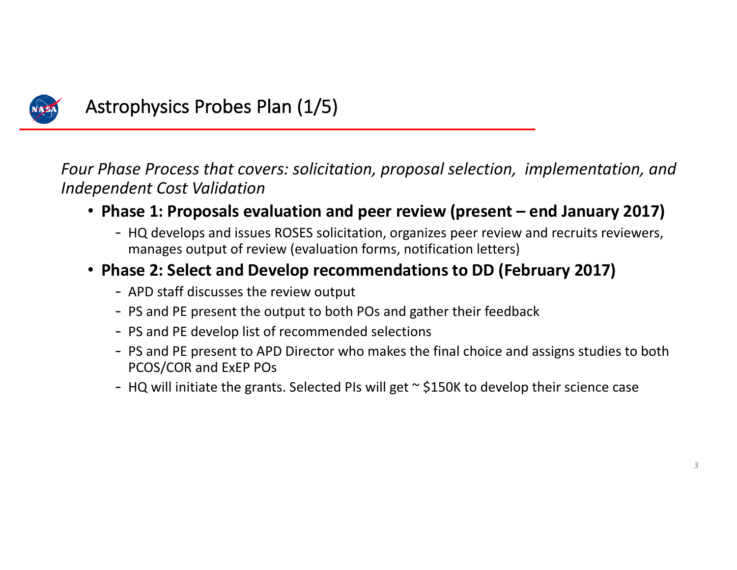# Astrophysics Probes Plan (1/5)

*Four Phase Process that covers: solicitation, proposal selection, implementation, and Independent Cost Validation*

- **Phase 1: Proposals evaluation and peer review (present – end January 2017)**
  - HQ develops and issues ROSES solicitation, organizes peer review and recruits reviewers, manages output of review (evaluation forms, notification letters)
- **Phase 2: Select and Develop recommendations to DD (February 2017)**
  - APD staff discusses the review output
  - PS and PE present the output to both POs and gather their feedback
  - PS and PE develop list of recommended selections
  - PS and PE present to APD Director who makes the final choice and assigns studies to both PCOS/COR and ExEP POs
  - HQ will initiate the grants. Selected PIs will get ~ $150K to develop their science case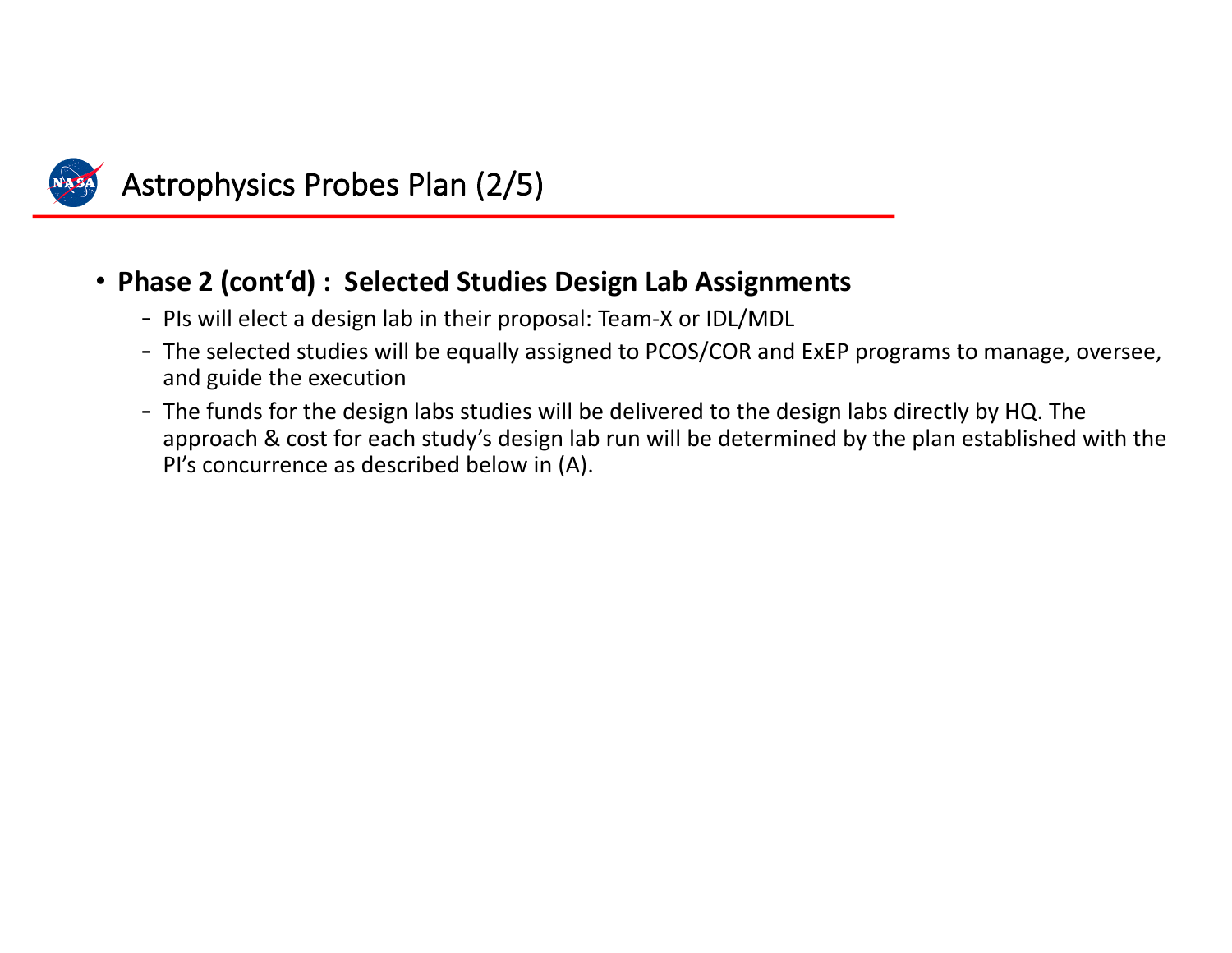# Astrophysics Probes Plan (2/5)

- **Phase 2 (cont'd) : Selected Studies Design Lab Assignments**
  - PIs will elect a design lab in their proposal: Team-X or IDL/MDL
  - The selected studies will be equally assigned to PCOS/COR and ExEP programs to manage, oversee, and guide the execution
  - The funds for the design labs studies will be delivered to the design labs directly by HQ. The approach & cost for each study's design lab run will be determined by the plan established with the PI's concurrence as described below in (A).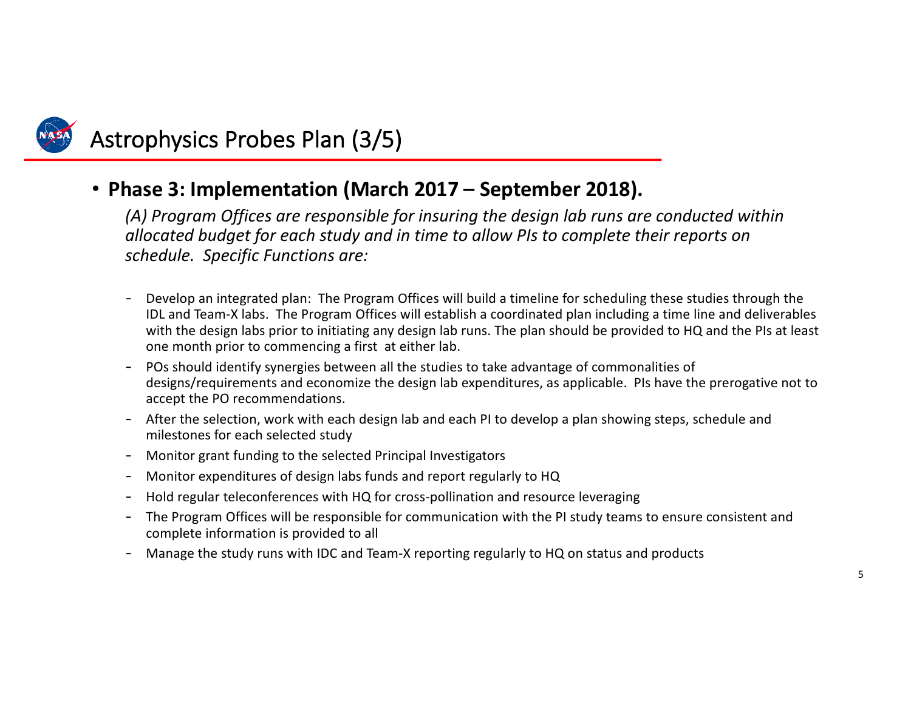# Astrophysics Probes Plan (3/5)

- **Phase 3: Implementation (March 2017 – September 2018).**

  *(A) Program Offices are responsible for insuring the design lab runs are conducted within allocated budget for each study and in time to allow PIs to complete their reports on schedule. Specific Functions are:*

  - Develop an integrated plan: The Program Offices will build a timeline for scheduling these studies through the IDL and Team-X labs. The Program Offices will establish a coordinated plan including a time line and deliverables with the design labs prior to initiating any design lab runs. The plan should be provided to HQ and the PIs at least one month prior to commencing a first at either lab.
  - POs should identify synergies between all the studies to take advantage of commonalities of designs/requirements and economize the design lab expenditures, as applicable. PIs have the prerogative not to accept the PO recommendations.
  - After the selection, work with each design lab and each PI to develop a plan showing steps, schedule and milestones for each selected study
  - Monitor grant funding to the selected Principal Investigators
  - Monitor expenditures of design labs funds and report regularly to HQ
  - Hold regular teleconferences with HQ for cross-pollination and resource leveraging
  - The Program Offices will be responsible for communication with the PI study teams to ensure consistent and complete information is provided to all
  - Manage the study runs with IDC and Team-X reporting regularly to HQ on status and products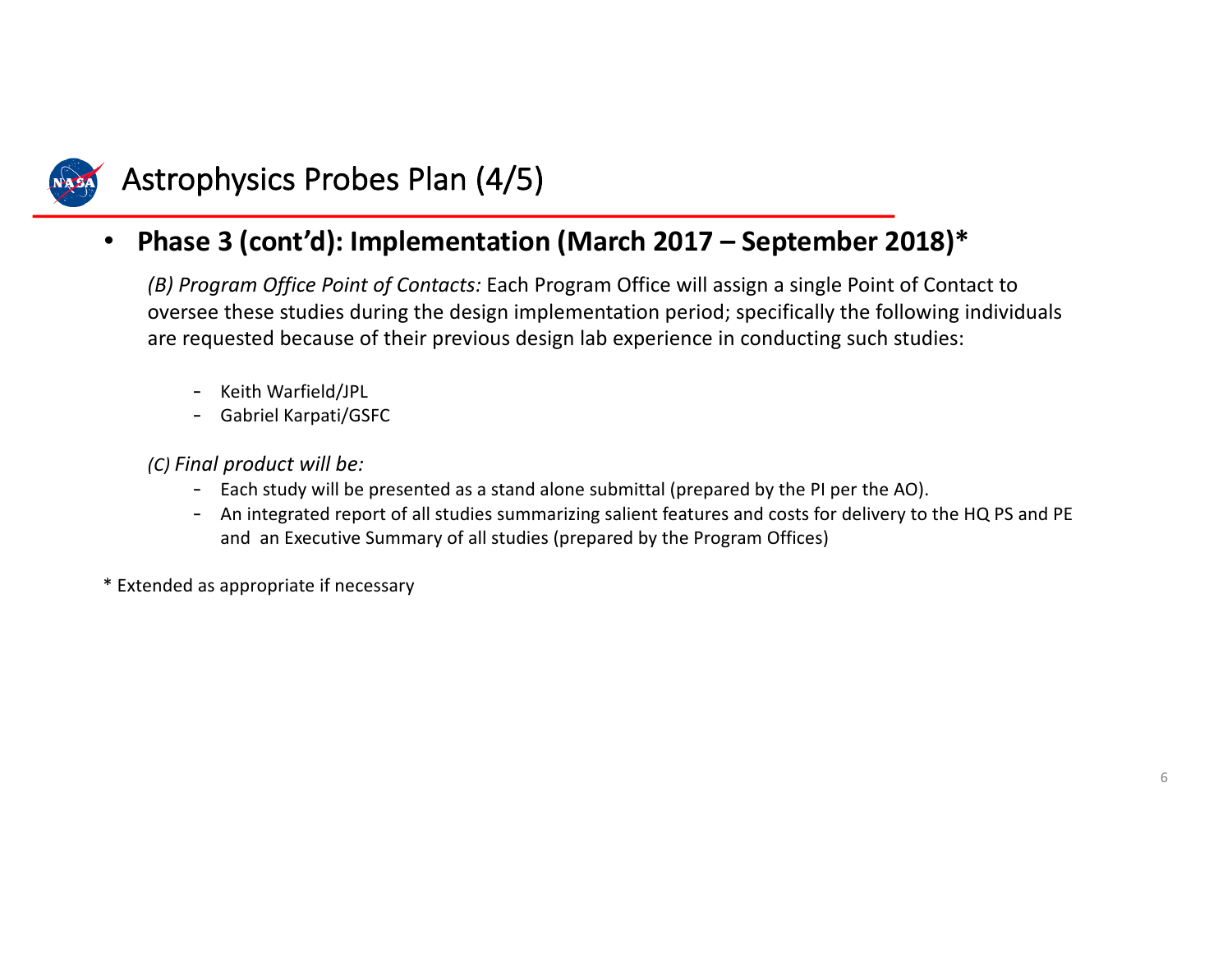# Astrophysics Probes Plan (4/5)

- **Phase 3 (cont'd): Implementation (March 2017 – September 2018)***

  *(B) Program Office Point of Contacts:* Each Program Office will assign a single Point of Contact to oversee these studies during the design implementation period; specifically the following individuals are requested because of their previous design lab experience in conducting such studies:

  - Keith Warfield/JPL
  - Gabriel Karpati/GSFC

  *(C) Final product will be:*

  - Each study will be presented as a stand alone submittal (prepared by the PI per the AO).
  - An integrated report of all studies summarizing salient features and costs for delivery to the HQ PS and PE and an Executive Summary of all studies (prepared by the Program Offices)

\* Extended as appropriate if necessary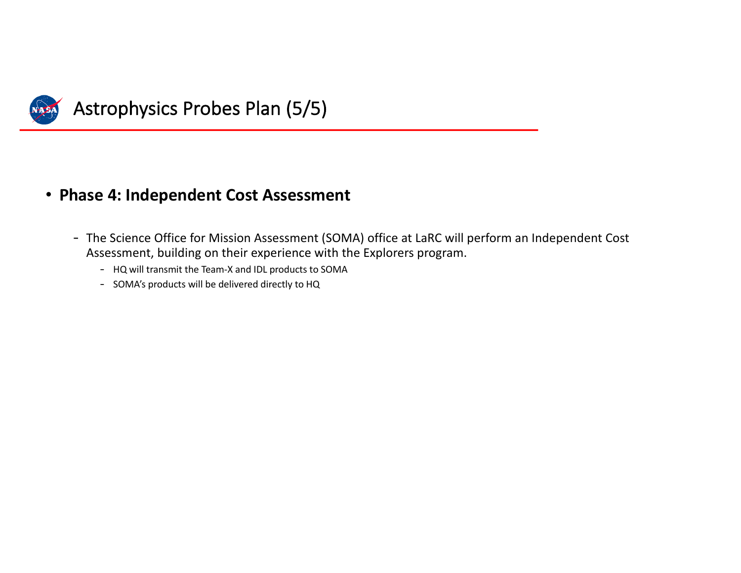# Astrophysics Probes Plan (5/5)

- **Phase 4: Independent Cost Assessment**
  - The Science Office for Mission Assessment (SOMA) office at LaRC will perform an Independent Cost Assessment, building on their experience with the Explorers program.
    - HQ will transmit the Team-X and IDL products to SOMA
    - SOMA's products will be delivered directly to HQ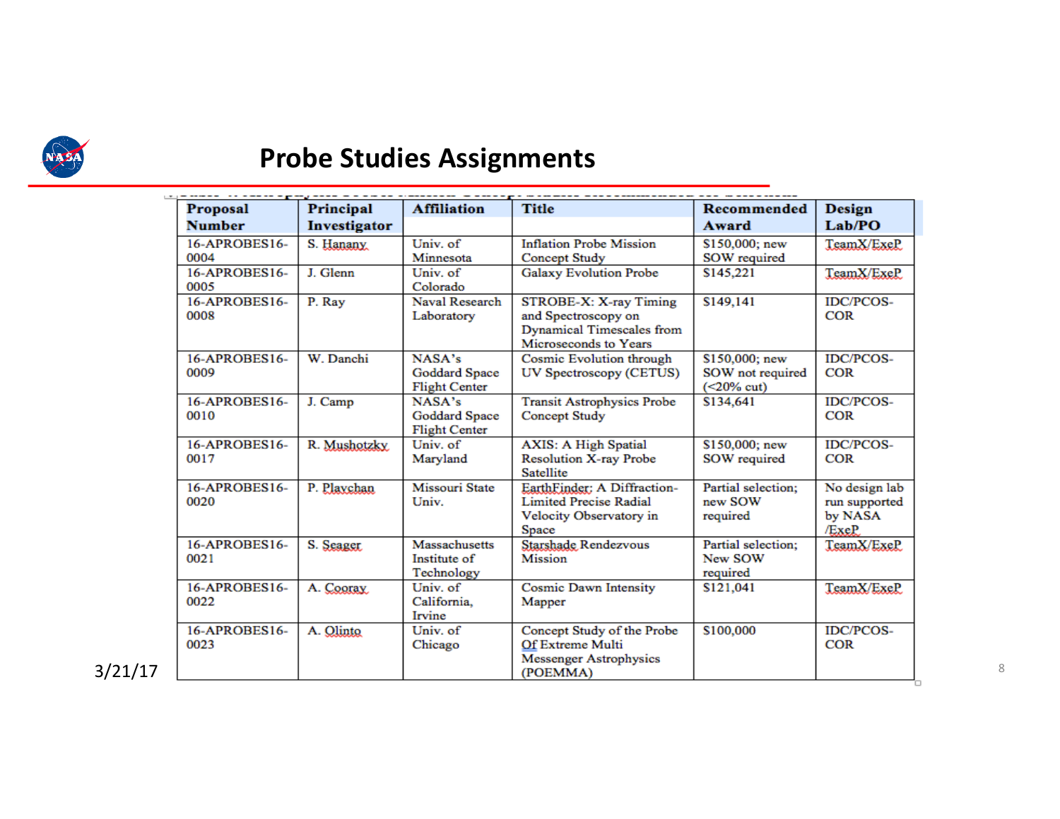# Probe Studies Assignments

| Proposal Number | Principal Investigator | Affiliation | Title | Recommended Award | Design Lab/PO |
|---|---|---|---|---|---|
| 16-APROBES16-0004 | S. Hanany | Univ. of Minnesota | Inflation Probe Mission Concept Study | $150,000; new SOW required | TeamX/ExeP |
| 16-APROBES16-0005 | J. Glenn | Univ. of Colorado | Galaxy Evolution Probe | $145,221 | TeamX/ExeP |
| 16-APROBES16-0008 | P. Ray | Naval Research Laboratory | STROBE-X: X-ray Timing and Spectroscopy on Dynamical Timescales from Microseconds to Years | $149,141 | IDC/PCOS-COR |
| 16-APROBES16-0009 | W. Danchi | NASA's Goddard Space Flight Center | Cosmic Evolution through UV Spectroscopy (CETUS) | $150,000; new SOW not required (<20% cut) | IDC/PCOS-COR |
| 16-APROBES16-0010 | J. Camp | NASA's Goddard Space Flight Center | Transit Astrophysics Probe Concept Study | $134,641 | IDC/PCOS-COR |
| 16-APROBES16-0017 | R. Mushotzky | Univ. of Maryland | AXIS: A High Spatial Resolution X-ray Probe Satellite | $150,000; new SOW required | IDC/PCOS-COR |
| 16-APROBES16-0020 | P. Plavchan | Missouri State Univ. | EarthFinder: A Diffraction-Limited Precise Radial Velocity Observatory in Space | Partial selection; new SOW required | No design lab run supported by NASA /ExeP |
| 16-APROBES16-0021 | S. Seager | Massachusetts Institute of Technology | Starshade Rendezvous Mission | Partial selection; New SOW required | TeamX/ExeP |
| 16-APROBES16-0022 | A. Cooray | Univ. of California, Irvine | Cosmic Dawn Intensity Mapper | $121,041 | TeamX/ExeP |
| 16-APROBES16-0023 | A. Olinto | Univ. of Chicago | Concept Study of the Probe Of Extreme Multi Messenger Astrophysics (POEMMA) | $100,000 | IDC/PCOS-COR |

3/21/17